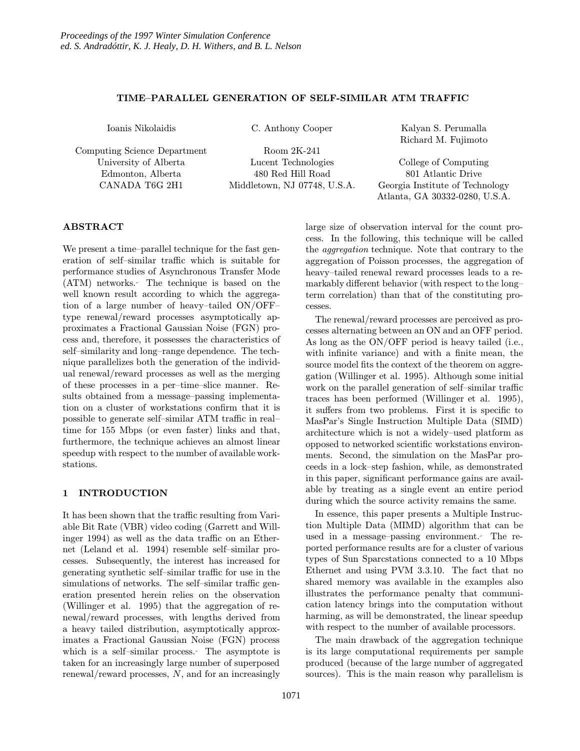Proceedings of the 1997 Winter Simulation Conference
ed. S. Andradóttir, K. J. Healy, D. H. Withers, and B. L. Nelson

# TIME–PARALLEL GENERATION OF SELF-SIMILAR ATM TRAFFIC

Ioanis Nikolaidis

Computing Science Department
University of Alberta
Edmonton, Alberta
CANADA T6G 2H1

C. Anthony Cooper

Room 2K-241
Lucent Technologies
480 Red Hill Road
Middletown, NJ 07748, U.S.A.

Kalyan S. Perumalla
Richard M. Fujimoto

College of Computing
801 Atlantic Drive
Georgia Institute of Technology
Atlanta, GA 30332-0280, U.S.A.

## ABSTRACT

We present a time–parallel technique for the fast generation of self–similar traffic which is suitable for performance studies of Asynchronous Transfer Mode (ATM) networks. The technique is based on the well known result according to which the aggregation of a large number of heavy–tailed ON/OFF–type renewal/reward processes asymptotically approximates a Fractional Gaussian Noise (FGN) process and, therefore, it possesses the characteristics of self–similarity and long–range dependence. The technique parallelizes both the generation of the individual renewal/reward processes as well as the merging of these processes in a per–time–slice manner. Results obtained from a message–passing implementation on a cluster of workstations confirm that it is possible to generate self–similar ATM traffic in real–time for 155 Mbps (or even faster) links and that, furthermore, the technique achieves an almost linear speedup with respect to the number of available workstations.

## 1 INTRODUCTION

It has been shown that the traffic resulting from Variable Bit Rate (VBR) video coding (Garrett and Willinger 1994) as well as the data traffic on an Ethernet (Leland et al. 1994) resemble self–similar processes. Subsequently, the interest has increased for generating synthetic self–similar traffic for use in the simulations of networks. The self–similar traffic generation presented herein relies on the observation (Willinger et al. 1995) that the aggregation of renewal/reward processes, with lengths derived from a heavy tailed distribution, asymptotically approximates a Fractional Gaussian Noise (FGN) process which is a self–similar process. The asymptote is taken for an increasingly large number of superposed renewal/reward processes, $N$, and for an increasingly large size of observation interval for the count process. In the following, this technique will be called the *aggregation* technique. Note that contrary to the aggregation of Poisson processes, the aggregation of heavy–tailed renewal reward processes leads to a remarkably different behavior (with respect to the long–term correlation) than that of the constituting processes.

The renewal/reward processes are perceived as processes alternating between an ON and an OFF period. As long as the ON/OFF period is heavy tailed (i.e., with infinite variance) and with a finite mean, the source model fits the context of the theorem on aggregation (Willinger et al. 1995). Although some initial work on the parallel generation of self–similar traffic traces has been performed (Willinger et al. 1995), it suffers from two problems. First it is specific to MasPar's Single Instruction Multiple Data (SIMD) architecture which is not a widely–used platform as opposed to networked scientific workstations environments. Second, the simulation on the MasPar proceeds in a lock–step fashion, while, as demonstrated in this paper, significant performance gains are available by treating as a single event an entire period during which the source activity remains the same.

In essence, this paper presents a Multiple Instruction Multiple Data (MIMD) algorithm that can be used in a message–passing environment. The reported performance results are for a cluster of various types of Sun Sparcstations connected to a 10 Mbps Ethernet and using PVM 3.3.10. The fact that no shared memory was available in the examples also illustrates the performance penalty that communication latency brings into the computation without harming, as will be demonstrated, the linear speedup with respect to the number of available processors.

The main drawback of the aggregation technique is its large computational requirements per sample produced (because of the large number of aggregated sources). This is the main reason why parallelism is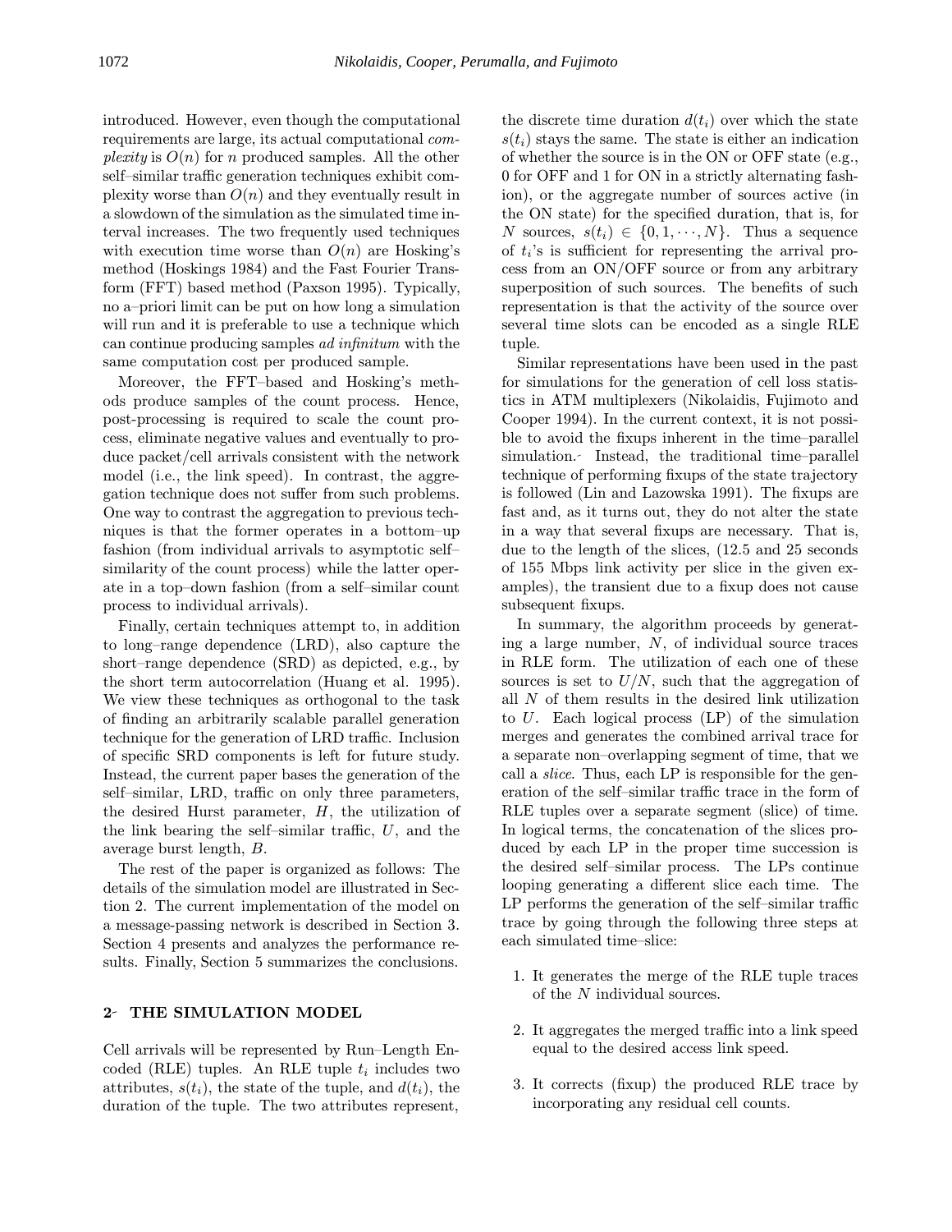introduced. However, even though the computational requirements are large, its actual computational *complexity* is $O(n)$ for $n$ produced samples. All the other self–similar traffic generation techniques exhibit complexity worse than $O(n)$ and they eventually result in a slowdown of the simulation as the simulated time interval increases. The two frequently used techniques with execution time worse than $O(n)$ are Hosking's method (Hoskings 1984) and the Fast Fourier Transform (FFT) based method (Paxson 1995). Typically, no a–priori limit can be put on how long a simulation will run and it is preferable to use a technique which can continue producing samples *ad infinitum* with the same computation cost per produced sample.

Moreover, the FFT–based and Hosking's methods produce samples of the count process. Hence, post-processing is required to scale the count process, eliminate negative values and eventually to produce packet/cell arrivals consistent with the network model (i.e., the link speed). In contrast, the aggregation technique does not suffer from such problems. One way to contrast the aggregation to previous techniques is that the former operates in a bottom–up fashion (from individual arrivals to asymptotic self–similarity of the count process) while the latter operate in a top–down fashion (from a self–similar count process to individual arrivals).

Finally, certain techniques attempt to, in addition to long–range dependence (LRD), also capture the short–range dependence (SRD) as depicted, e.g., by the short term autocorrelation (Huang et al. 1995). We view these techniques as orthogonal to the task of finding an arbitrarily scalable parallel generation technique for the generation of LRD traffic. Inclusion of specific SRD components is left for future study. Instead, the current paper bases the generation of the self–similar, LRD, traffic on only three parameters, the desired Hurst parameter, $H$, the utilization of the link bearing the self–similar traffic, $U$, and the average burst length, $B$.

The rest of the paper is organized as follows: The details of the simulation model are illustrated in Section 2. The current implementation of the model on a message-passing network is described in Section 3. Section 4 presents and analyzes the performance results. Finally, Section 5 summarizes the conclusions.

## 2 THE SIMULATION MODEL

Cell arrivals will be represented by Run–Length Encoded (RLE) tuples. An RLE tuple $t_i$ includes two attributes, $s(t_i)$, the state of the tuple, and $d(t_i)$, the duration of the tuple. The two attributes represent, the discrete time duration $d(t_i)$ over which the state $s(t_i)$ stays the same. The state is either an indication of whether the source is in the ON or OFF state (e.g., 0 for OFF and 1 for ON in a strictly alternating fashion), or the aggregate number of sources active (in the ON state) for the specified duration, that is, for $N$ sources, $s(t_i) \in \{0, 1, \cdots, N\}$. Thus a sequence of $t_i$'s is sufficient for representing the arrival process from an ON/OFF source or from any arbitrary superposition of such sources. The benefits of such representation is that the activity of the source over several time slots can be encoded as a single RLE tuple.

Similar representations have been used in the past for simulations for the generation of cell loss statistics in ATM multiplexers (Nikolaidis, Fujimoto and Cooper 1994). In the current context, it is not possible to avoid the fixups inherent in the time–parallel simulation. Instead, the traditional time–parallel technique of performing fixups of the state trajectory is followed (Lin and Lazowska 1991). The fixups are fast and, as it turns out, they do not alter the state in a way that several fixups are necessary. That is, due to the length of the slices, (12.5 and 25 seconds of 155 Mbps link activity per slice in the given examples), the transient due to a fixup does not cause subsequent fixups.

In summary, the algorithm proceeds by generating a large number, $N$, of individual source traces in RLE form. The utilization of each one of these sources is set to $U/N$, such that the aggregation of all $N$ of them results in the desired link utilization to $U$. Each logical process (LP) of the simulation merges and generates the combined arrival trace for a separate non–overlapping segment of time, that we call a *slice*. Thus, each LP is responsible for the generation of the self–similar traffic trace in the form of RLE tuples over a separate segment (slice) of time. In logical terms, the concatenation of the slices produced by each LP in the proper time succession is the desired self–similar process. The LPs continue looping generating a different slice each time. The LP performs the generation of the self–similar traffic trace by going through the following three steps at each simulated time–slice:

1. It generates the merge of the RLE tuple traces of the $N$ individual sources.
2. It aggregates the merged traffic into a link speed equal to the desired access link speed.
3. It corrects (fixup) the produced RLE trace by incorporating any residual cell counts.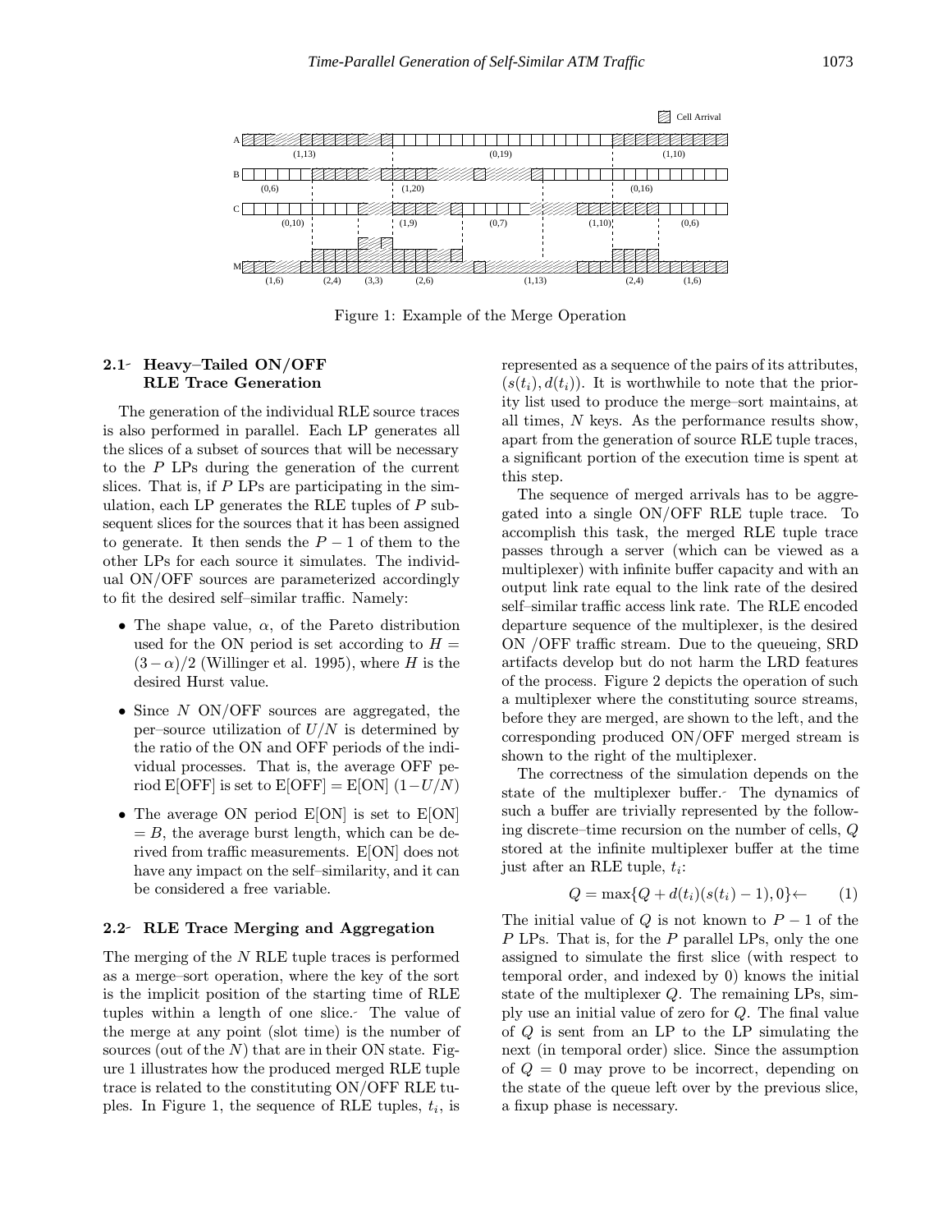Figure 1: Example of the Merge Operation

### 2.1 Heavy–Tailed ON/OFF RLE Trace Generation

The generation of the individual RLE source traces is also performed in parallel. Each LP generates all the slices of a subset of sources that will be necessary to the $P$ LPs during the generation of the current slices. That is, if $P$ LPs are participating in the simulation, each LP generates the RLE tuples of $P$ subsequent slices for the sources that it has been assigned to generate. It then sends the $P-1$ of them to the other LPs for each source it simulates. The individual ON/OFF sources are parameterized accordingly to fit the desired self–similar traffic. Namely:

- The shape value, $\alpha$, of the Pareto distribution used for the ON period is set according to $H = (3-\alpha)/2$ (Willinger et al. 1995), where $H$ is the desired Hurst value.
- Since $N$ ON/OFF sources are aggregated, the per–source utilization of $U/N$ is determined by the ratio of the ON and OFF periods of the individual processes. That is, the average OFF period E[OFF] is set to E[OFF] = E[ON] $(1-U/N)$
- The average ON period E[ON] is set to E[ON] $= B$, the average burst length, which can be derived from traffic measurements. E[ON] does not have any impact on the self–similarity, and it can be considered a free variable.

### 2.2 RLE Trace Merging and Aggregation

The merging of the $N$ RLE tuple traces is performed as a merge–sort operation, where the key of the sort is the implicit position of the starting time of RLE tuples within a length of one slice. The value of the merge at any point (slot time) is the number of sources (out of the $N$) that are in their ON state. Figure 1 illustrates how the produced merged RLE tuple trace is related to the constituting ON/OFF RLE tuples. In Figure 1, the sequence of RLE tuples, $t_i$, is represented as a sequence of the pairs of its attributes, $(s(t_i), d(t_i))$. It is worthwhile to note that the priority list used to produce the merge–sort maintains, at all times, $N$ keys. As the performance results show, apart from the generation of source RLE tuple traces, a significant portion of the execution time is spent at this step.

The sequence of merged arrivals has to be aggregated into a single ON/OFF RLE tuple trace. To accomplish this task, the merged RLE tuple trace passes through a server (which can be viewed as a multiplexer) with infinite buffer capacity and with an output link rate equal to the link rate of the desired self–similar traffic access link rate. The RLE encoded departure sequence of the multiplexer, is the desired ON /OFF traffic stream. Due to the queueing, SRD artifacts develop but do not harm the LRD features of the process. Figure 2 depicts the operation of such a multiplexer where the constituting source streams, before they are merged, are shown to the left, and the corresponding produced ON/OFF merged stream is shown to the right of the multiplexer.

The correctness of the simulation depends on the state of the multiplexer buffer. The dynamics of such a buffer are trivially represented by the following discrete–time recursion on the number of cells, $Q$ stored at the infinite multiplexer buffer at the time just after an RLE tuple, $t_i$:

$$Q = \max\{Q + d(t_i)(s(t_i) - 1), 0\} \leftarrow \qquad (1)$$

The initial value of $Q$ is not known to $P-1$ of the $P$ LPs. That is, for the $P$ parallel LPs, only the one assigned to simulate the first slice (with respect to temporal order, and indexed by 0) knows the initial state of the multiplexer $Q$. The remaining LPs, simply use an initial value of zero for $Q$. The final value of $Q$ is sent from an LP to the LP simulating the next (in temporal order) slice. Since the assumption of $Q = 0$ may prove to be incorrect, depending on the state of the queue left over by the previous slice, a fixup phase is necessary.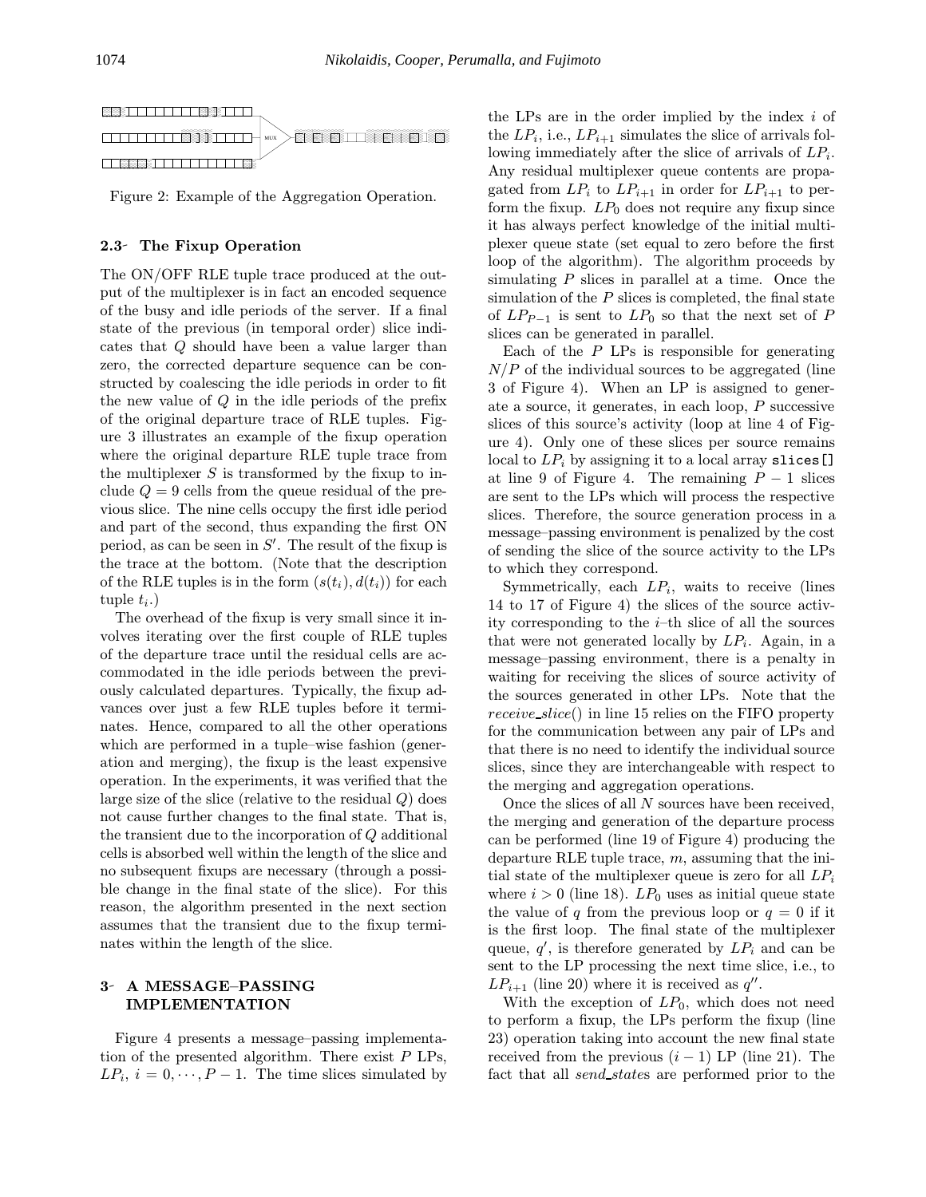Figure 2: Example of the Aggregation Operation.

### 2.3 The Fixup Operation

The ON/OFF RLE tuple trace produced at the output of the multiplexer is in fact an encoded sequence of the busy and idle periods of the server. If a final state of the previous (in temporal order) slice indicates that $Q$ should have been a value larger than zero, the corrected departure sequence can be constructed by coalescing the idle periods in order to fit the new value of $Q$ in the idle periods of the prefix of the original departure trace of RLE tuples. Figure 3 illustrates an example of the fixup operation where the original departure RLE tuple trace from the multiplexer $S$ is transformed by the fixup to include $Q = 9$ cells from the queue residual of the previous slice. The nine cells occupy the first idle period and part of the second, thus expanding the first ON period, as can be seen in $S'$. The result of the fixup is the trace at the bottom. (Note that the description of the RLE tuples is in the form $(s(t_i), d(t_i))$ for each tuple $t_i$.)

The overhead of the fixup is very small since it involves iterating over the first couple of RLE tuples of the departure trace until the residual cells are accommodated in the idle periods between the previously calculated departures. Typically, the fixup advances over just a few RLE tuples before it terminates. Hence, compared to all the other operations which are performed in a tuple–wise fashion (generation and merging), the fixup is the least expensive operation. In the experiments, it was verified that the large size of the slice (relative to the residual $Q$) does not cause further changes to the final state. That is, the transient due to the incorporation of $Q$ additional cells is absorbed well within the length of the slice and no subsequent fixups are necessary (through a possible change in the final state of the slice). For this reason, the algorithm presented in the next section assumes that the transient due to the fixup terminates within the length of the slice.

## 3 A MESSAGE–PASSING IMPLEMENTATION

Figure 4 presents a message–passing implementation of the presented algorithm. There exist $P$ LPs, $LP_i$, $i = 0, \cdots, P-1$. The time slices simulated by the LPs are in the order implied by the index $i$ of the $LP_i$, i.e., $LP_{i+1}$ simulates the slice of arrivals following immediately after the slice of arrivals of $LP_i$. Any residual multiplexer queue contents are propagated from $LP_i$ to $LP_{i+1}$ in order for $LP_{i+1}$ to perform the fixup. $LP_0$ does not require any fixup since it has always perfect knowledge of the initial multiplexer queue state (set equal to zero before the first loop of the algorithm). The algorithm proceeds by simulating $P$ slices in parallel at a time. Once the simulation of the $P$ slices is completed, the final state of $LP_{P-1}$ is sent to $LP_0$ so that the next set of $P$ slices can be generated in parallel.

Each of the $P$ LPs is responsible for generating $N/P$ of the individual sources to be aggregated (line 3 of Figure 4). When an LP is assigned to generate a source, it generates, in each loop, $P$ successive slices of this source's activity (loop at line 4 of Figure 4). Only one of these slices per source remains local to $LP_i$ by assigning it to a local array `slices[]` at line 9 of Figure 4. The remaining $P-1$ slices are sent to the LPs which will process the respective slices. Therefore, the source generation process in a message–passing environment is penalized by the cost of sending the slice of the source activity to the LPs to which they correspond.

Symmetrically, each $LP_i$, waits to receive (lines 14 to 17 of Figure 4) the slices of the source activity corresponding to the $i$–th slice of all the sources that were not generated locally by $LP_i$. Again, in a message–passing environment, there is a penalty in waiting for receiving the slices of source activity of the sources generated in other LPs. Note that the *receive_slice*() in line 15 relies on the FIFO property for the communication between any pair of LPs and that there is no need to identify the individual source slices, since they are interchangeable with respect to the merging and aggregation operations.

Once the slices of all $N$ sources have been received, the merging and generation of the departure process can be performed (line 19 of Figure 4) producing the departure RLE tuple trace, $m$, assuming that the initial state of the multiplexer queue is zero for all $LP_i$ where $i > 0$ (line 18). $LP_0$ uses as initial queue state the value of $q$ from the previous loop or $q = 0$ if it is the first loop. The final state of the multiplexer queue, $q'$, is therefore generated by $LP_i$ and can be sent to the LP processing the next time slice, i.e., to $LP_{i+1}$ (line 20) where it is received as $q''$.

With the exception of $LP_0$, which does not need to perform a fixup, the LPs perform the fixup (line 23) operation taking into account the new final state received from the previous $(i-1)$ LP (line 21). The fact that all *send_state*s are performed prior to the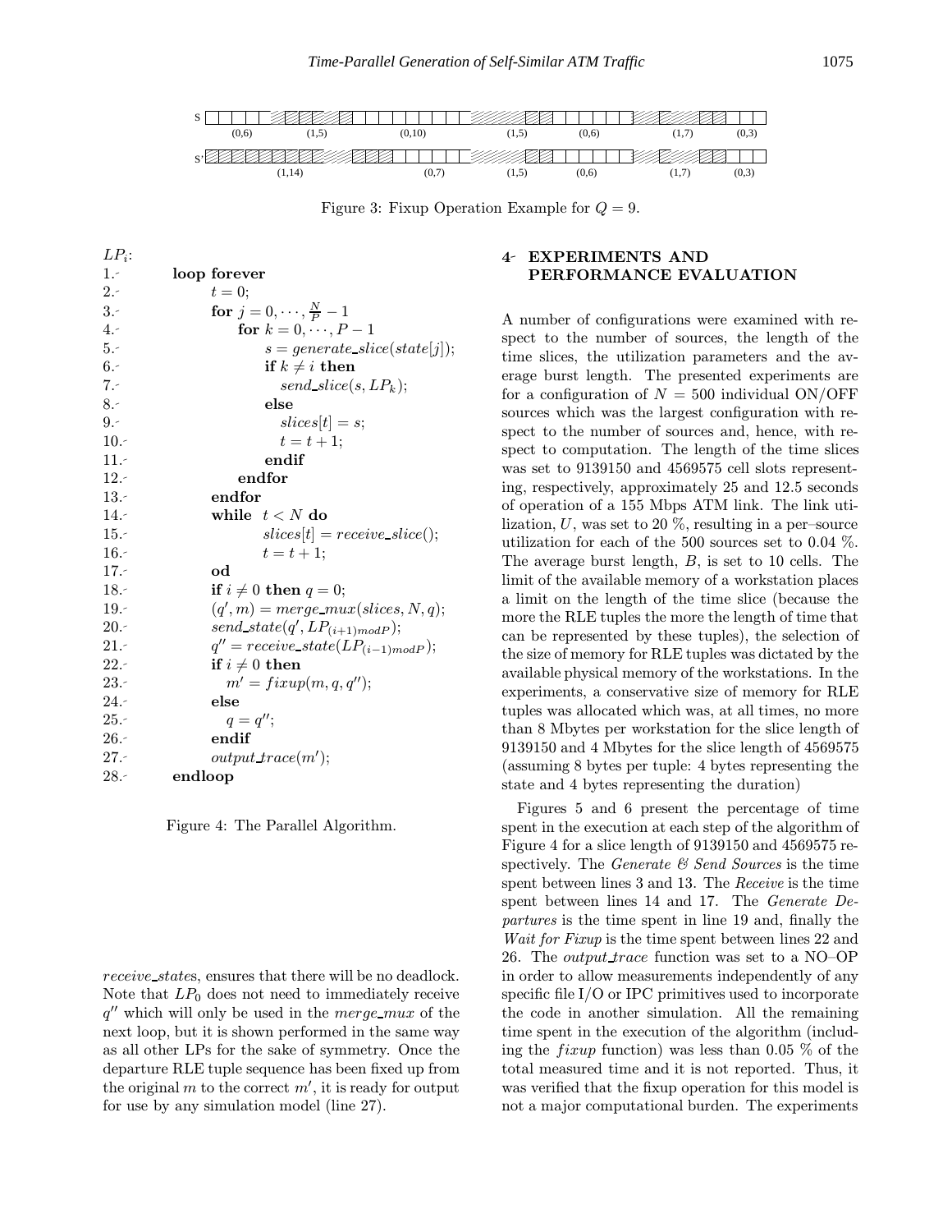S (0,6) (1,5) (0,10) (1,5) (0,6) (1,7) (0,3)

S' (1,14) (0,7) (1,5) (0,6) (1,7) (0,3)

Figure 3: Fixup Operation Example for $Q = 9$.

```
LP_i:
1.-  loop forever
2.-      t = 0;
3.-      for j = 0, ..., N/P - 1
4.-          for k = 0, ..., P - 1
5.-              s = generate_slice(state[j]);
6.-              if k ≠ i then
7.-                  send_slice(s, LP_k);
8.-              else
9.-                  slices[t] = s;
10.-                 t = t + 1;
11.-             endif
12.-         endfor
13.-     endfor
14.-     while t < N do
15.-         slices[t] = receive_slice();
16.-         t = t + 1;
17.-     od
18.-     if i ≠ 0 then q = 0;
19.-     (q', m) = merge_mux(slices, N, q);
20.-     send_state(q', LP_{(i+1) mod P});
21.-     q'' = receive_state(LP_{(i-1) mod P});
22.-     if i ≠ 0 then
23.-         m' = fixup(m, q, q'');
24.-     else
25.-         q = q'';
26.-     endif
27.-     output_trace(m');
28.- endloop
```

Figure 4: The Parallel Algorithm.

*receive_state*s, ensures that there will be no deadlock. Note that $LP_0$ does not need to immediately receive $q''$ which will only be used in the *merge_mux* of the next loop, but it is shown performed in the same way as all other LPs for the sake of symmetry. Once the departure RLE tuple sequence has been fixed up from the original $m$ to the correct $m'$, it is ready for output for use by any simulation model (line 27).

## 4- EXPERIMENTS AND PERFORMANCE EVALUATION

A number of configurations were examined with respect to the number of sources, the length of the time slices, the utilization parameters and the average burst length. The presented experiments are for a configuration of $N = 500$ individual ON/OFF sources which was the largest configuration with respect to the number of sources and, hence, with respect to computation. The length of the time slices was set to 9139150 and 4569575 cell slots representing, respectively, approximately 25 and 12.5 seconds of operation of a 155 Mbps ATM link. The link utilization, $U$, was set to 20 %, resulting in a per–source utilization for each of the 500 sources set to 0.04 %. The average burst length, $B$, is set to 10 cells. The limit of the available memory of a workstation places a limit on the length of the time slice (because the more the RLE tuples the more the length of time that can be represented by these tuples), the selection of the size of memory for RLE tuples was dictated by the available physical memory of the workstations. In the experiments, a conservative size of memory for RLE tuples was allocated which was, at all times, no more than 8 Mbytes per workstation for the slice length of 9139150 and 4 Mbytes for the slice length of 4569575 (assuming 8 bytes per tuple: 4 bytes representing the state and 4 bytes representing the duration)

Figures 5 and 6 present the percentage of time spent in the execution at each step of the algorithm of Figure 4 for a slice length of 9139150 and 4569575 respectively. The *Generate & Send Sources* is the time spent between lines 3 and 13. The *Receive* is the time spent between lines 14 and 17. The *Generate Departures* is the time spent in line 19 and, finally the *Wait for Fixup* is the time spent between lines 22 and 26. The *output_trace* function was set to a NO–OP in order to allow measurements independently of any specific file I/O or IPC primitives used to incorporate the code in another simulation. All the remaining time spent in the execution of the algorithm (including the *fixup* function) was less than 0.05 % of the total measured time and it is not reported. Thus, it was verified that the fixup operation for this model is not a major computational burden. The experiments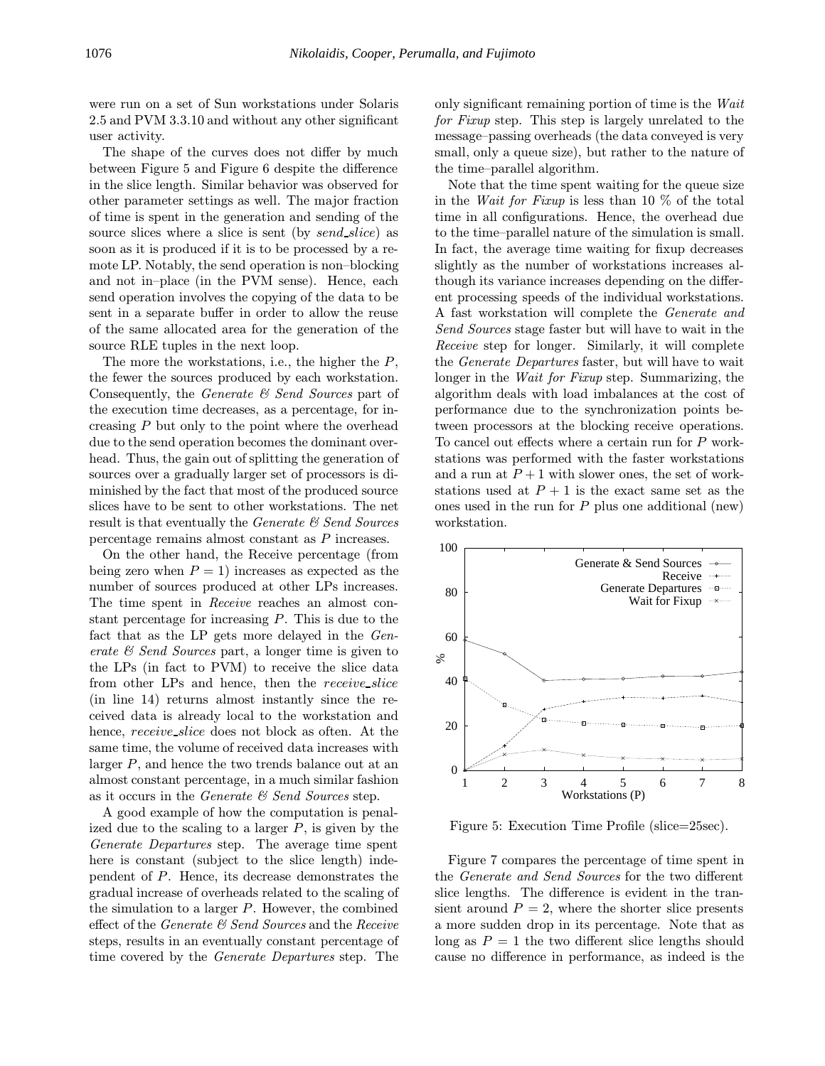were run on a set of Sun workstations under Solaris 2.5 and PVM 3.3.10 and without any other significant user activity.

The shape of the curves does not differ by much between Figure 5 and Figure 6 despite the difference in the slice length. Similar behavior was observed for other parameter settings as well. The major fraction of time is spent in the generation and sending of the source slices where a slice is sent (by *send_slice*) as soon as it is produced if it is to be processed by a remote LP. Notably, the send operation is non–blocking and not in–place (in the PVM sense). Hence, each send operation involves the copying of the data to be sent in a separate buffer in order to allow the reuse of the same allocated area for the generation of the source RLE tuples in the next loop.

The more the workstations, i.e., the higher the $P$, the fewer the sources produced by each workstation. Consequently, the *Generate & Send Sources* part of the execution time decreases, as a percentage, for increasing $P$ but only to the point where the overhead due to the send operation becomes the dominant overhead. Thus, the gain out of splitting the generation of sources over a gradually larger set of processors is diminished by the fact that most of the produced source slices have to be sent to other workstations. The net result is that eventually the *Generate & Send Sources* percentage remains almost constant as $P$ increases.

On the other hand, the Receive percentage (from being zero when $P = 1$) increases as expected as the number of sources produced at other LPs increases. The time spent in *Receive* reaches an almost constant percentage for increasing $P$. This is due to the fact that as the LP gets more delayed in the *Generate & Send Sources* part, a longer time is given to the LPs (in fact to PVM) to receive the slice data from other LPs and hence, then the *receive_slice* (in line 14) returns almost instantly since the received data is already local to the workstation and hence, *receive_slice* does not block as often. At the same time, the volume of received data increases with larger $P$, and hence the two trends balance out at an almost constant percentage, in a much similar fashion as it occurs in the *Generate & Send Sources* step.

A good example of how the computation is penalized due to the scaling to a larger $P$, is given by the *Generate Departures* step. The average time spent here is constant (subject to the slice length) independent of $P$. Hence, its decrease demonstrates the gradual increase of overheads related to the scaling of the simulation to a larger $P$. However, the combined effect of the *Generate & Send Sources* and the *Receive* steps, results in an eventually constant percentage of time covered by the *Generate Departures* step. The only significant remaining portion of time is the *Wait for Fixup* step. This step is largely unrelated to the message–passing overheads (the data conveyed is very small, only a queue size), but rather to the nature of the time–parallel algorithm.

Note that the time spent waiting for the queue size in the *Wait for Fixup* is less than 10 % of the total time in all configurations. Hence, the overhead due to the time–parallel nature of the simulation is small. In fact, the average time waiting for fixup decreases slightly as the number of workstations increases although its variance increases depending on the different processing speeds of the individual workstations. A fast workstation will complete the *Generate and Send Sources* stage faster but will have to wait in the *Receive* step for longer. Similarly, it will complete the *Generate Departures* faster, but will have to wait longer in the *Wait for Fixup* step. Summarizing, the algorithm deals with load imbalances at the cost of performance due to the synchronization points between processors at the blocking receive operations. To cancel out effects where a certain run for $P$ workstations was performed with the faster workstations and a run at $P + 1$ with slower ones, the set of workstations used at $P + 1$ is the exact same set as the ones used in the run for $P$ plus one additional (new) workstation.

Figure 5: Execution Time Profile (slice=25sec).

Figure 7 compares the percentage of time spent in the *Generate and Send Sources* for the two different slice lengths. The difference is evident in the transient around $P = 2$, where the shorter slice presents a more sudden drop in its percentage. Note that as long as $P = 1$ the two different slice lengths should cause no difference in performance, as indeed is the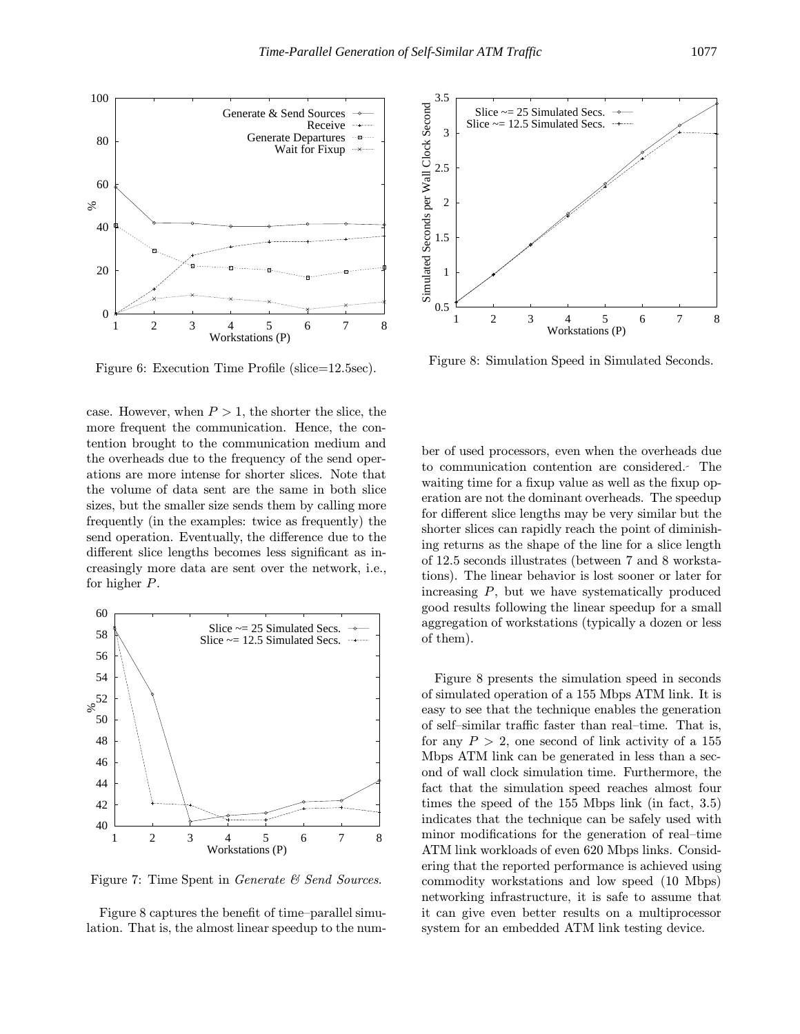Figure 6: Execution Time Profile (slice=12.5sec).

case. However, when $P > 1$, the shorter the slice, the more frequent the communication. Hence, the contention brought to the communication medium and the overheads due to the frequency of the send operations are more intense for shorter slices. Note that the volume of data sent are the same in both slice sizes, but the smaller size sends them by calling more frequently (in the examples: twice as frequently) the send operation. Eventually, the difference due to the different slice lengths becomes less significant as increasingly more data are sent over the network, i.e., for higher $P$.

Figure 7: Time Spent in *Generate & Send Sources*.

Figure 8 captures the benefit of time–parallel simulation. That is, the almost linear speedup to the number of used processors, even when the overheads due to communication contention are considered. The waiting time for a fixup value as well as the fixup operation are not the dominant overheads. The speedup for different slice lengths may be very similar but the shorter slices can rapidly reach the point of diminishing returns as the shape of the line for a slice length of 12.5 seconds illustrates (between 7 and 8 workstations). The linear behavior is lost sooner or later for increasing $P$, but we have systematically produced good results following the linear speedup for a small aggregation of workstations (typically a dozen or less of them).

Figure 8: Simulation Speed in Simulated Seconds.

Figure 8 presents the simulation speed in seconds of simulated operation of a 155 Mbps ATM link. It is easy to see that the technique enables the generation of self–similar traffic faster than real–time. That is, for any $P > 2$, one second of link activity of a 155 Mbps ATM link can be generated in less than a second of wall clock simulation time. Furthermore, the fact that the simulation speed reaches almost four times the speed of the 155 Mbps link (in fact, 3.5) indicates that the technique can be safely used with minor modifications for the generation of real–time ATM link workloads of even 620 Mbps links. Considering that the reported performance is achieved using commodity workstations and low speed (10 Mbps) networking infrastructure, it is safe to assume that it can give even better results on a multiprocessor system for an embedded ATM link testing device.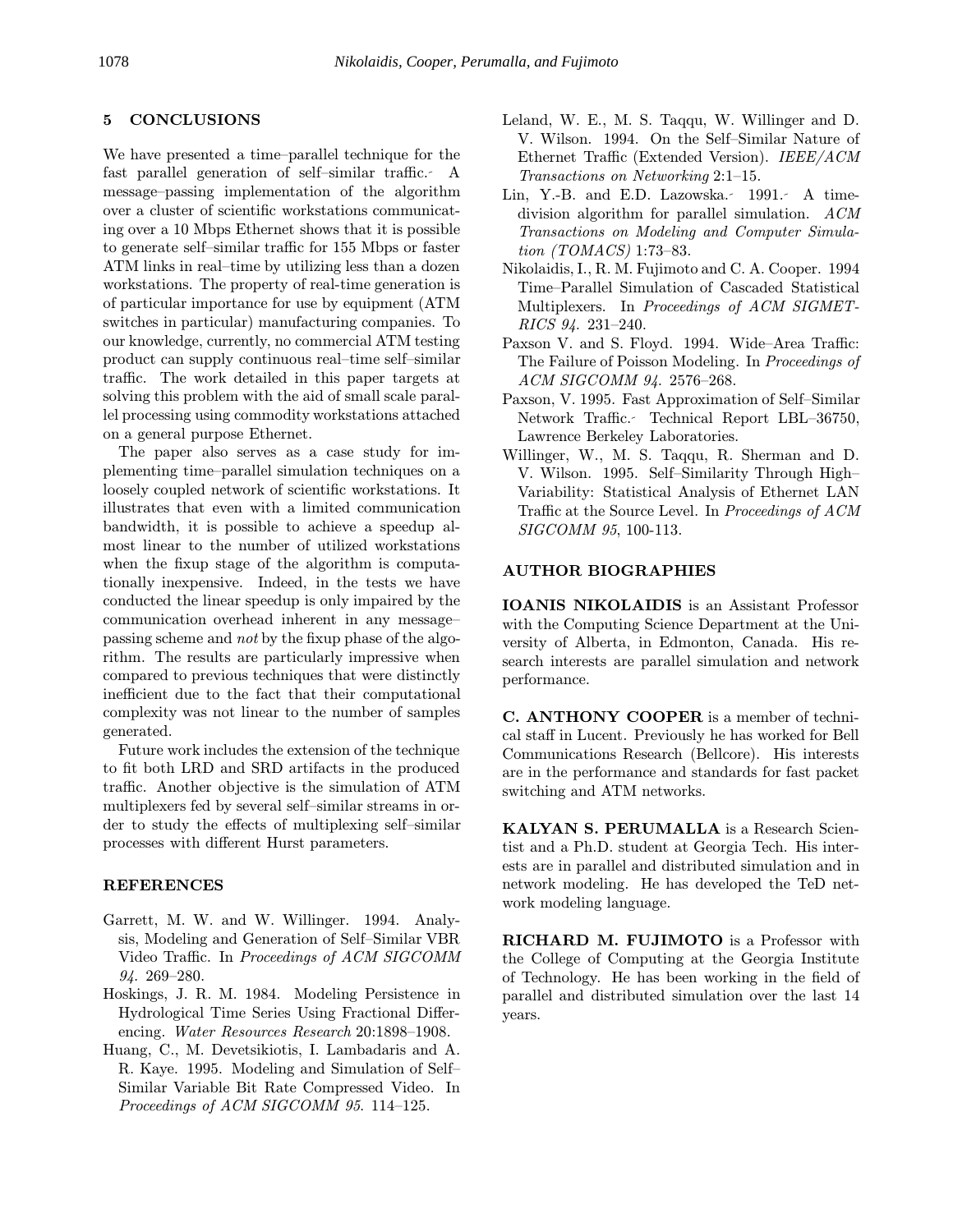## 5 CONCLUSIONS

We have presented a time–parallel technique for the fast parallel generation of self–similar traffic. A message–passing implementation of the algorithm over a cluster of scientific workstations communicating over a 10 Mbps Ethernet shows that it is possible to generate self–similar traffic for 155 Mbps or faster ATM links in real–time by utilizing less than a dozen workstations. The property of real-time generation is of particular importance for use by equipment (ATM switches in particular) manufacturing companies. To our knowledge, currently, no commercial ATM testing product can supply continuous real–time self–similar traffic. The work detailed in this paper targets at solving this problem with the aid of small scale parallel processing using commodity workstations attached on a general purpose Ethernet.

The paper also serves as a case study for implementing time–parallel simulation techniques on a loosely coupled network of scientific workstations. It illustrates that even with a limited communication bandwidth, it is possible to achieve a speedup almost linear to the number of utilized workstations when the fixup stage of the algorithm is computationally inexpensive. Indeed, in the tests we have conducted the linear speedup is only impaired by the communication overhead inherent in any message–passing scheme and *not* by the fixup phase of the algorithm. The results are particularly impressive when compared to previous techniques that were distinctly inefficient due to the fact that their computational complexity was not linear to the number of samples generated.

Future work includes the extension of the technique to fit both LRD and SRD artifacts in the produced traffic. Another objective is the simulation of ATM multiplexers fed by several self–similar streams in order to study the effects of multiplexing self–similar processes with different Hurst parameters.

## REFERENCES

Garrett, M. W. and W. Willinger. 1994. Analysis, Modeling and Generation of Self–Similar VBR Video Traffic. In *Proceedings of ACM SIGCOMM 94*. 269–280.

Hoskings, J. R. M. 1984. Modeling Persistence in Hydrological Time Series Using Fractional Differencing. *Water Resources Research* 20:1898–1908.

Huang, C., M. Devetsikiotis, I. Lambadaris and A. R. Kaye. 1995. Modeling and Simulation of Self–Similar Variable Bit Rate Compressed Video. In *Proceedings of ACM SIGCOMM 95*. 114–125.

Leland, W. E., M. S. Taqqu, W. Willinger and D. V. Wilson. 1994. On the Self–Similar Nature of Ethernet Traffic (Extended Version). *IEEE/ACM Transactions on Networking* 2:1–15.

Lin, Y.-B. and E.D. Lazowska. 1991. A time-division algorithm for parallel simulation. *ACM Transactions on Modeling and Computer Simulation (TOMACS)* 1:73–83.

Nikolaidis, I., R. M. Fujimoto and C. A. Cooper. 1994 Time–Parallel Simulation of Cascaded Statistical Multiplexers. In *Proceedings of ACM SIGMETRICS 94*. 231–240.

Paxson V. and S. Floyd. 1994. Wide–Area Traffic: The Failure of Poisson Modeling. In *Proceedings of ACM SIGCOMM 94*. 2576–268.

Paxson, V. 1995. Fast Approximation of Self–Similar Network Traffic. Technical Report LBL–36750, Lawrence Berkeley Laboratories.

Willinger, W., M. S. Taqqu, R. Sherman and D. V. Wilson. 1995. Self–Similarity Through High–Variability: Statistical Analysis of Ethernet LAN Traffic at the Source Level. In *Proceedings of ACM SIGCOMM 95*, 100-113.

## AUTHOR BIOGRAPHIES

**IOANIS NIKOLAIDIS** is an Assistant Professor with the Computing Science Department at the University of Alberta, in Edmonton, Canada. His research interests are parallel simulation and network performance.

**C. ANTHONY COOPER** is a member of technical staff in Lucent. Previously he has worked for Bell Communications Research (Bellcore). His interests are in the performance and standards for fast packet switching and ATM networks.

**KALYAN S. PERUMALLA** is a Research Scientist and a Ph.D. student at Georgia Tech. His interests are in parallel and distributed simulation and in network modeling. He has developed the TeD network modeling language.

**RICHARD M. FUJIMOTO** is a Professor with the College of Computing at the Georgia Institute of Technology. He has been working in the field of parallel and distributed simulation over the last 14 years.